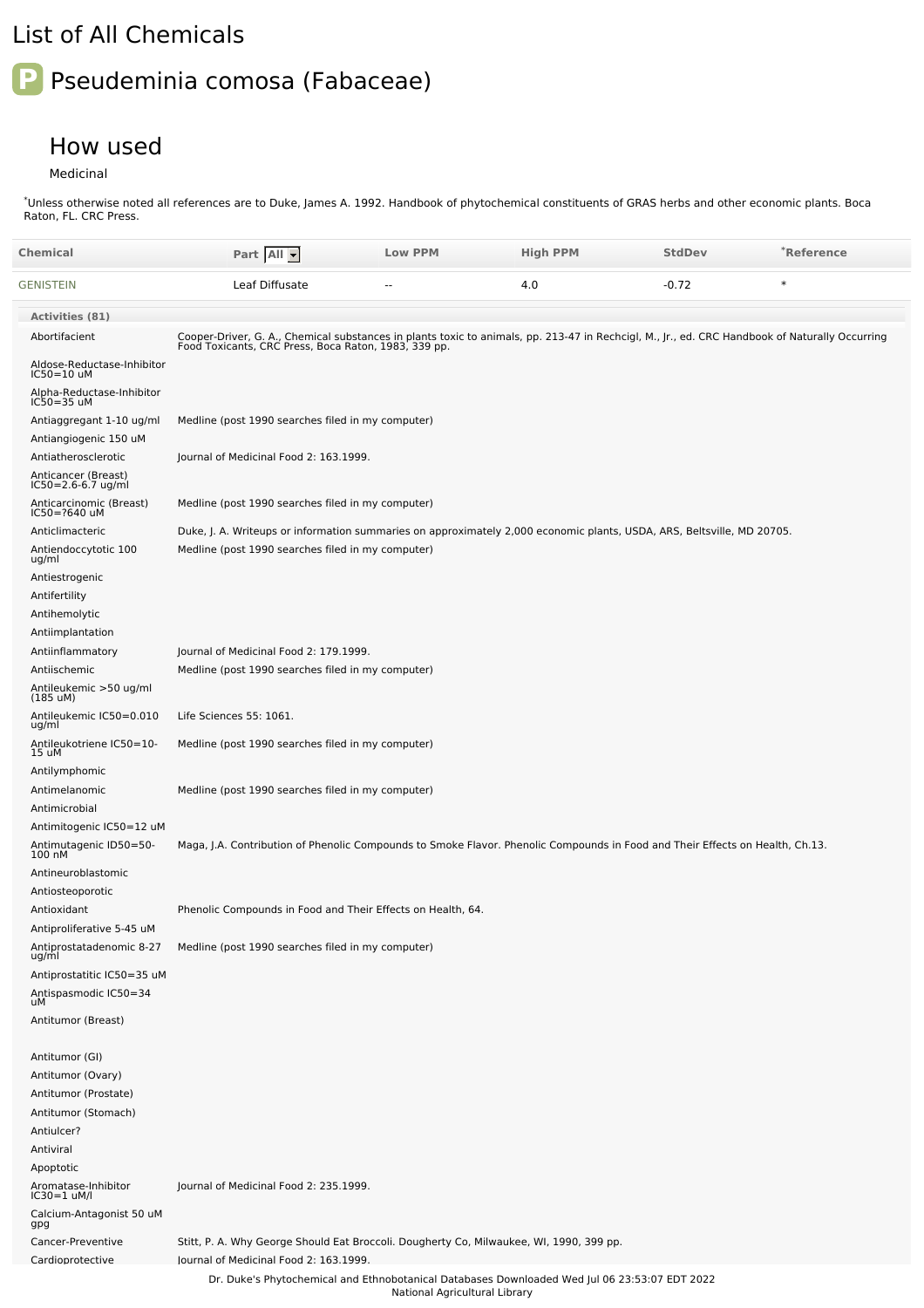# List of All Chemicals

## Pseudeminia comosa (Fabaceae)

### How used

Medicinal

*Unless otherwise noted all references are to Duke, James A. 1992. Handbook of phytochemical constituents of GRAS herbs and other economic plants. Boca Raton, FL. CRC Press.

| Chemical | Part | Low PPM | High PPM | StdDev | *Reference |
|---|---|---|---|---|---|
| GENISTEIN | Leaf Diffusate | -- | 4.0 | -0.72 | * |

**Activities (81)**

| Activity | Reference |
|---|---|
| Abortifacient | Cooper-Driver, G. A., Chemical substances in plants toxic to animals, pp. 213-47 in Rechcigl, M., Jr., ed. CRC Handbook of Naturally Occurring Food Toxicants, CRC Press, Boca Raton, 1983, 339 pp. |
| Aldose-Reductase-Inhibitor IC50=10 uM | |
| Alpha-Reductase-Inhibitor IC50=35 uM | |
| Antiaggregant 1-10 ug/ml | Medline (post 1990 searches filed in my computer) |
| Antiangiogenic 150 uM | |
| Antiatherosclerotic | Journal of Medicinal Food 2: 163.1999. |
| Anticancer (Breast) IC50=2.6-6.7 ug/ml | |
| Anticarcinomic (Breast) IC50=?640 uM | Medline (post 1990 searches filed in my computer) |
| Anticlimacteric | Duke, J. A. Writeups or information summaries on approximately 2,000 economic plants, USDA, ARS, Beltsville, MD 20705. |
| Antiendoccytotic 100 ug/ml | Medline (post 1990 searches filed in my computer) |
| Antiestrogenic | |
| Antifertility | |
| Antihemolytic | |
| Antiimplantation | |
| Antiinflammatory | Journal of Medicinal Food 2: 179.1999. |
| Antiischemic | Medline (post 1990 searches filed in my computer) |
| Antileukemic >50 ug/ml (185 uM) | |
| Antileukemic IC50=0.010 ug/ml | Life Sciences 55: 1061. |
| Antileukotriene IC50=10-15 uM | Medline (post 1990 searches filed in my computer) |
| Antilymphomic | |
| Antimelanomic | Medline (post 1990 searches filed in my computer) |
| Antimicrobial | |
| Antimitogenic IC50=12 uM | |
| Antimutagenic ID50=50-100 nM | Maga, J.A. Contribution of Phenolic Compounds to Smoke Flavor. Phenolic Compounds in Food and Their Effects on Health, Ch.13. |
| Antineuroblastomic | |
| Antiosteoporotic | |
| Antioxidant | Phenolic Compounds in Food and Their Effects on Health, 64. |
| Antiproliferative 5-45 uM | |
| Antiprostatadenomic 8-27 ug/ml | Medline (post 1990 searches filed in my computer) |
| Antiprostatitic IC50=35 uM | |
| Antispasmodic IC50=34 uM | |
| Antitumor (Breast) | |
| Antitumor (GI) | |
| Antitumor (Ovary) | |
| Antitumor (Prostate) | |
| Antitumor (Stomach) | |
| Antiulcer? | |
| Antiviral | |
| Apoptotic | |
| Aromatase-Inhibitor IC30=1 uM/l | Journal of Medicinal Food 2: 235.1999. |
| Calcium-Antagonist 50 uM gpg | |
| Cancer-Preventive | Stitt, P. A. Why George Should Eat Broccoli. Dougherty Co, Milwaukee, WI, 1990, 399 pp. |
| Cardioprotective | Journal of Medicinal Food 2: 163.1999. |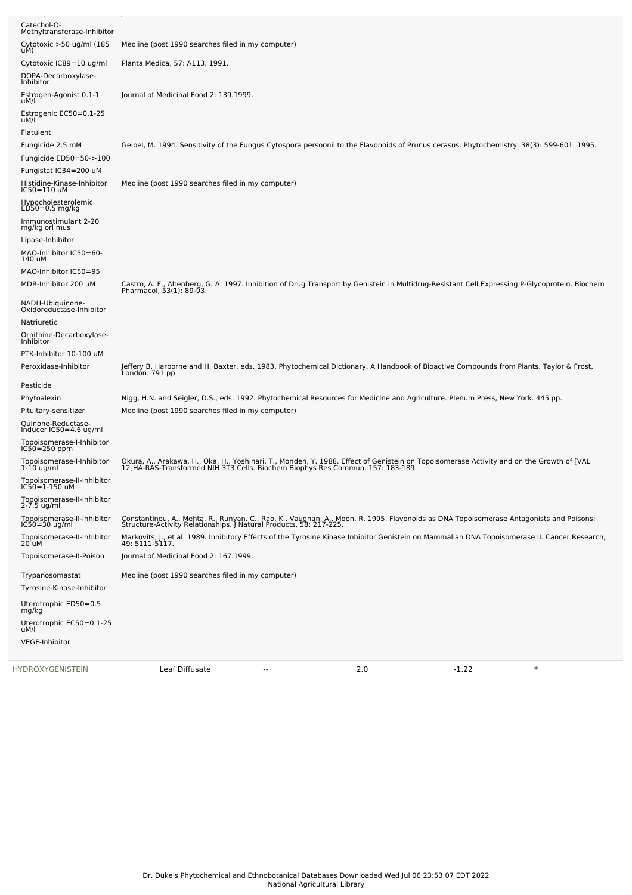| | |
|---|---|
| Catechol-O-Methyltransferase-Inhibitor | |
| Cytotoxic >50 ug/ml (185 uM) | Medline (post 1990 searches filed in my computer) |
| Cytotoxic IC89=10 ug/ml | Planta Medica, 57: A113, 1991. |
| DOPA-Decarboxylase-Inhibitor | |
| Estrogen-Agonist 0.1-1 uM/l | Journal of Medicinal Food 2: 139.1999. |
| Estrogenic EC50=0.1-25 uM/l | |
| Flatulent | |
| Fungicide 2.5 mM | Geibel, M. 1994. Sensitivity of the Fungus Cytospora persoonii to the Flavonoids of Prunus cerasus. Phytochemistry. 38(3): 599-601. 1995. |
| Fungicide ED50=50->100 | |
| Fungistat IC34=200 uM | |
| Histidine-Kinase-Inhibitor IC50=110 uM | Medline (post 1990 searches filed in my computer) |
| Hypocholesterolemic ED50=0.5 mg/kg | |
| Immunostimulant 2-20 mg/kg orl mus | |
| Lipase-Inhibitor | |
| MAO-Inhibitor IC50=60-140 uM | |
| MAO-Inhibitor IC50=95 | |
| MDR-Inhibitor 200 uM | Castro, A. F., Altenberg, G. A. 1997. Inhibition of Drug Transport by Genistein in Multidrug-Resistant Cell Expressing P-Glycoprotein. Biochem Pharmacol, 53(1): 89-93. |
| NADH-Ubiquinone-Oxidoreductase-Inhibitor | |
| Natriuretic | |
| Ornithine-Decarboxylase-Inhibitor | |
| PTK-Inhibitor 10-100 uM | |
| Peroxidase-Inhibitor | Jeffery B. Harborne and H. Baxter, eds. 1983. Phytochemical Dictionary. A Handbook of Bioactive Compounds from Plants. Taylor & Frost, London. 791 pp. |
| Pesticide | |
| Phytoalexin | Nigg, H.N. and Seigler, D.S., eds. 1992. Phytochemical Resources for Medicine and Agriculture. Plenum Press, New York. 445 pp. |
| Pituitary-sensitizer | Medline (post 1990 searches filed in my computer) |
| Quinone-Reductase-Inducer IC50=4.6 ug/ml | |
| Topoisomerase-I-Inhibitor IC50=250 ppm | |
| Topoisomerase-I-Inhibitor 1-10 ug/ml | Okura, A., Arakawa, H., Oka, H., Yoshinari, T., Monden, Y. 1988. Effect of Genistein on Topoisomerase Activity and on the Growth of [VAL 12]HA-RAS-Transformed NIH 3T3 Cells. Biochem Biophys Res Commun, 157: 183-189. |
| Topoisomerase-II-Inhibitor IC50=1-150 uM | |
| Topoisomerase-II-Inhibitor 2-7.5 ug/ml | |
| Topoisomerase-II-Inhibitor IC50=30 ug/ml | Constantinou, A., Mehta, R., Runyan, C., Rao, K., Vaughan, A., Moon, R. 1995. Flavonoids as DNA Topoisomerase Antagonists and Poisons: Structure-Activity Relationships. J Natural Products, 58: 217-225. |
| Topoisomerase-II-Inhibitor 20 uM | Markovits, J., et al. 1989. Inhibitory Effects of the Tyrosine Kinase Inhibitor Genistein on Mammalian DNA Topoisomerase II. Cancer Research, 49: 5111-5117. |
| Topoisomerase-II-Poison | Journal of Medicinal Food 2: 167.1999. |
| Trypanosomastat | Medline (post 1990 searches filed in my computer) |
| Tyrosine-Kinase-Inhibitor | |
| Uterotrophic ED50=0.5 mg/kg | |
| Uterotrophic EC50=0.1-25 uM/l | |
| VEGF-Inhibitor | |

| | | | | | |
|---|---|---|---|---|---|
| HYDROXYGENISTEIN | Leaf Diffusate | -- | 2.0 | -1.22 | * |